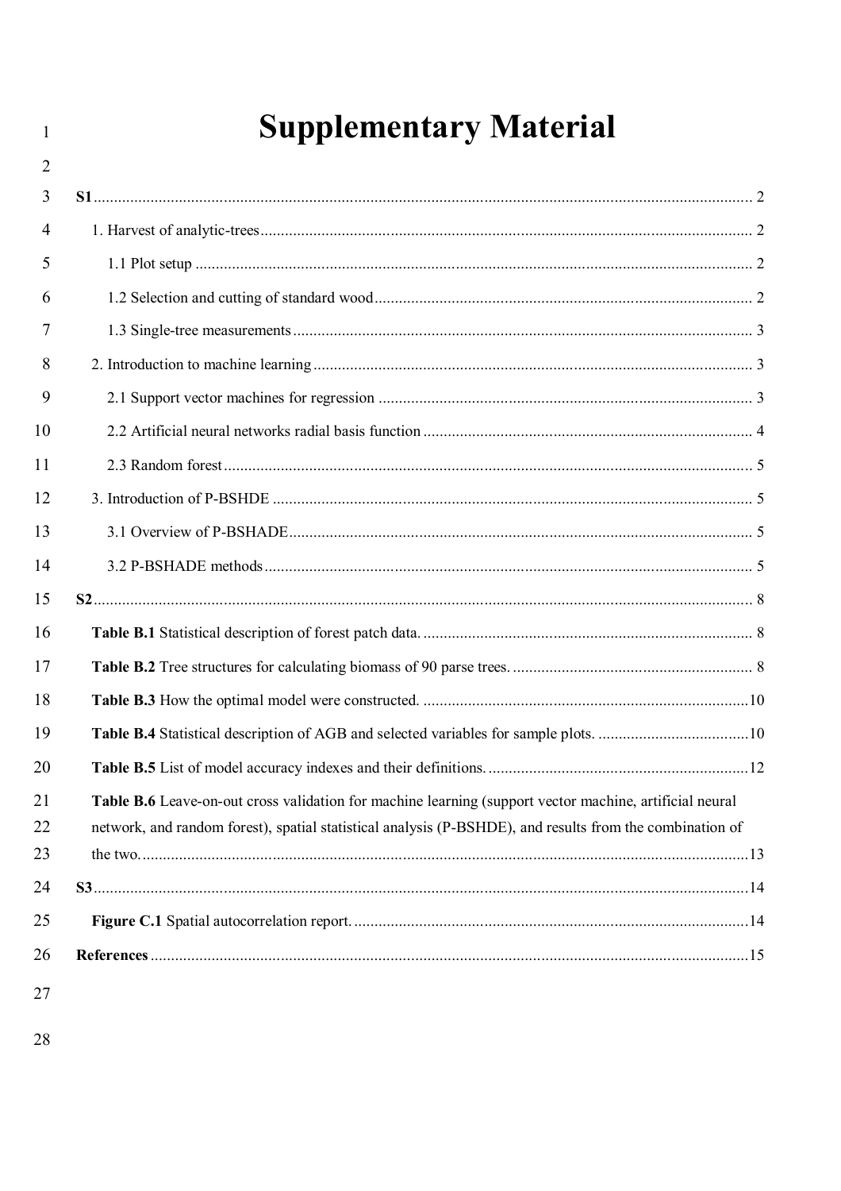# Supplementary Material

**S1** .......... 2

1. Harvest of analytic-trees .......... 2

 1.1 Plot setup .......... 2

 1.2 Selection and cutting of standard wood .......... 2

 1.3 Single-tree measurements .......... 3

2. Introduction to machine learning .......... 3

 2.1 Support vector machines for regression .......... 3

 2.2 Artificial neural networks radial basis function .......... 4

 2.3 Random forest .......... 5

3. Introduction of P-BSHDE .......... 5

 3.1 Overview of P-BSHADE .......... 5

 3.2 P-BSHADE methods .......... 5

**S2** .......... 8

**Table B.1** Statistical description of forest patch data. .......... 8

**Table B.2** Tree structures for calculating biomass of 90 parse trees. .......... 8

**Table B.3** How the optimal model were constructed. .......... 10

**Table B.4** Statistical description of AGB and selected variables for sample plots. .......... 10

**Table B.5** List of model accuracy indexes and their definitions. .......... 12

**Table B.6** Leave-on-out cross validation for machine learning (support vector machine, artificial neural network, and random forest), spatial statistical analysis (P-BSHDE), and results from the combination of the two. .......... 13

**S3** .......... 14

**Figure C.1** Spatial autocorrelation report. .......... 14

**References** .......... 15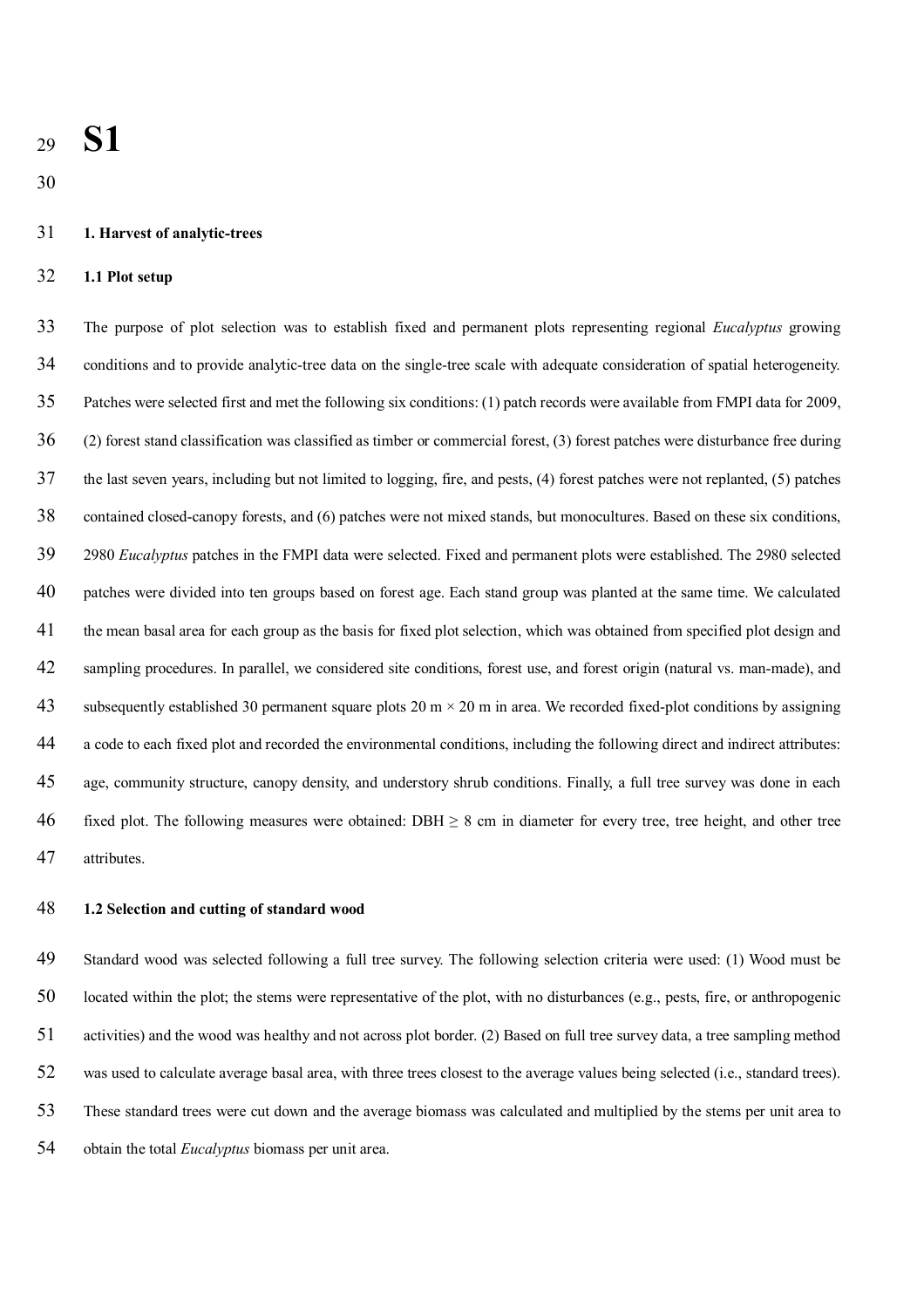# S1

**1. Harvest of analytic-trees**

**1.1 Plot setup**

The purpose of plot selection was to establish fixed and permanent plots representing regional *Eucalyptus* growing conditions and to provide analytic-tree data on the single-tree scale with adequate consideration of spatial heterogeneity. Patches were selected first and met the following six conditions: (1) patch records were available from FMPI data for 2009, (2) forest stand classification was classified as timber or commercial forest, (3) forest patches were disturbance free during the last seven years, including but not limited to logging, fire, and pests, (4) forest patches were not replanted, (5) patches contained closed-canopy forests, and (6) patches were not mixed stands, but monocultures. Based on these six conditions, 2980 *Eucalyptus* patches in the FMPI data were selected. Fixed and permanent plots were established. The 2980 selected patches were divided into ten groups based on forest age. Each stand group was planted at the same time. We calculated the mean basal area for each group as the basis for fixed plot selection, which was obtained from specified plot design and sampling procedures. In parallel, we considered site conditions, forest use, and forest origin (natural vs. man-made), and subsequently established 30 permanent square plots 20 m × 20 m in area. We recorded fixed-plot conditions by assigning a code to each fixed plot and recorded the environmental conditions, including the following direct and indirect attributes: age, community structure, canopy density, and understory shrub conditions. Finally, a full tree survey was done in each fixed plot. The following measures were obtained: DBH ≥ 8 cm in diameter for every tree, tree height, and other tree attributes.

**1.2 Selection and cutting of standard wood**

Standard wood was selected following a full tree survey. The following selection criteria were used: (1) Wood must be located within the plot; the stems were representative of the plot, with no disturbances (e.g., pests, fire, or anthropogenic activities) and the wood was healthy and not across plot border. (2) Based on full tree survey data, a tree sampling method was used to calculate average basal area, with three trees closest to the average values being selected (i.e., standard trees). These standard trees were cut down and the average biomass was calculated and multiplied by the stems per unit area to obtain the total *Eucalyptus* biomass per unit area.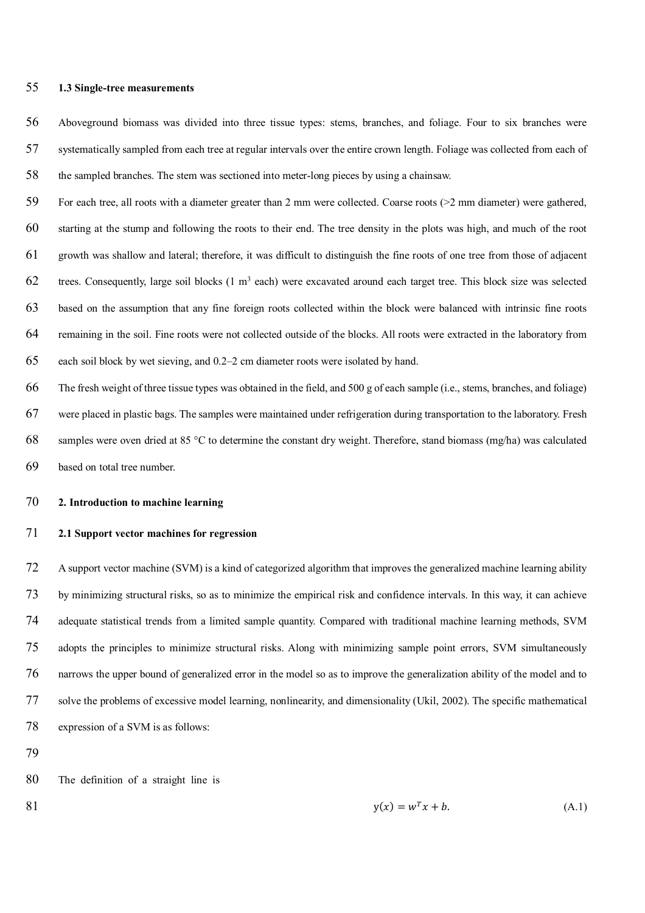### 1.3 Single-tree measurements

Aboveground biomass was divided into three tissue types: stems, branches, and foliage. Four to six branches were systematically sampled from each tree at regular intervals over the entire crown length. Foliage was collected from each of the sampled branches. The stem was sectioned into meter-long pieces by using a chainsaw.

For each tree, all roots with a diameter greater than 2 mm were collected. Coarse roots (>2 mm diameter) were gathered, starting at the stump and following the roots to their end. The tree density in the plots was high, and much of the root growth was shallow and lateral; therefore, it was difficult to distinguish the fine roots of one tree from those of adjacent trees. Consequently, large soil blocks (1 $m^3$ each) were excavated around each target tree. This block size was selected based on the assumption that any fine foreign roots collected within the block were balanced with intrinsic fine roots remaining in the soil. Fine roots were not collected outside of the blocks. All roots were extracted in the laboratory from each soil block by wet sieving, and 0.2–2 cm diameter roots were isolated by hand.

The fresh weight of three tissue types was obtained in the field, and 500 g of each sample (i.e., stems, branches, and foliage) were placed in plastic bags. The samples were maintained under refrigeration during transportation to the laboratory. Fresh samples were oven dried at 85 °C to determine the constant dry weight. Therefore, stand biomass (mg/ha) was calculated based on total tree number.

## 2. Introduction to machine learning

### 2.1 Support vector machines for regression

A support vector machine (SVM) is a kind of categorized algorithm that improves the generalized machine learning ability by minimizing structural risks, so as to minimize the empirical risk and confidence intervals. In this way, it can achieve adequate statistical trends from a limited sample quantity. Compared with traditional machine learning methods, SVM adopts the principles to minimize structural risks. Along with minimizing sample point errors, SVM simultaneously narrows the upper bound of generalized error in the model so as to improve the generalization ability of the model and to solve the problems of excessive model learning, nonlinearity, and dimensionality (Ukil, 2002). The specific mathematical expression of a SVM is as follows:

The definition of a straight line is

$$y(x) = w^T x + b. \tag{A.1}$$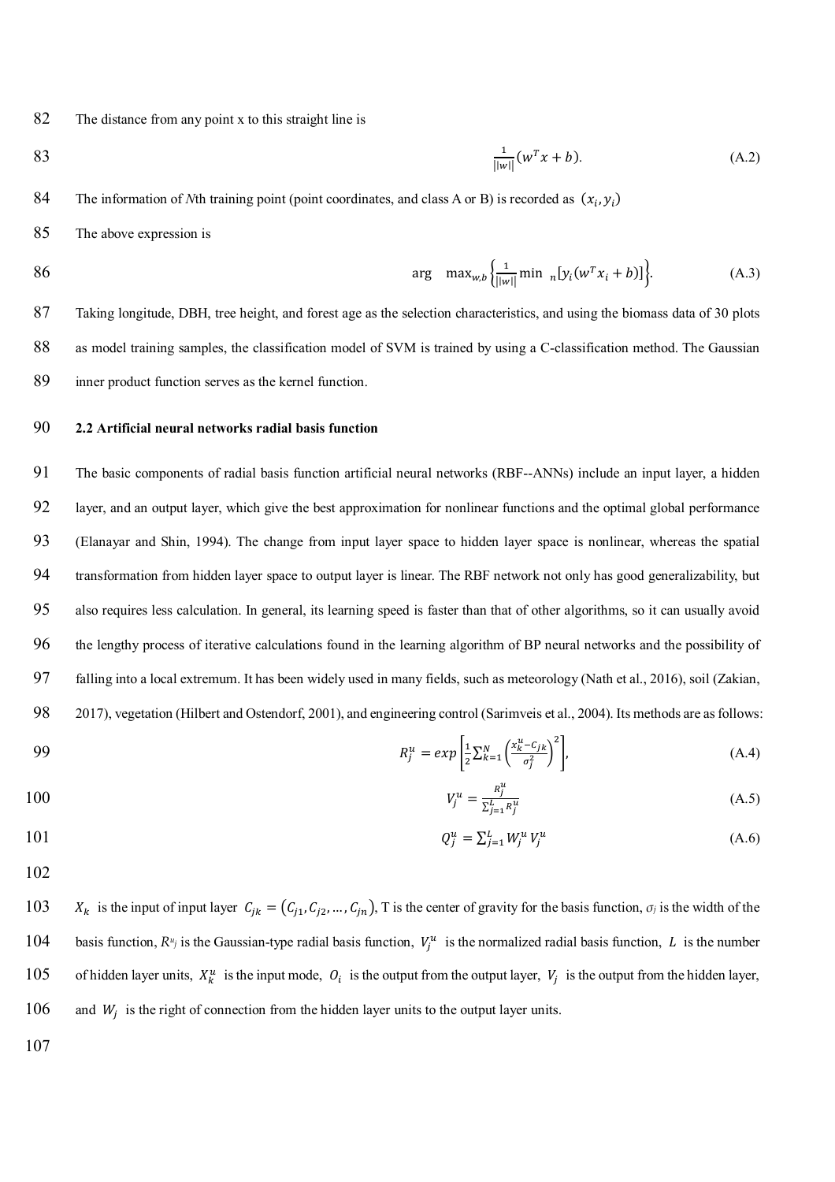The distance from any point x to this straight line is

$$\frac{1}{||w||}(w^T x + b). \tag{A.2}$$

The information of *N*th training point (point coordinates, and class A or B) is recorded as $(x_i, y_i)$

The above expression is

$$\arg \quad \max_{w,b}\left\{\frac{1}{||w||}\min \ _n[y_i(w^T x_i + b)]\right\}. \tag{A.3}$$

Taking longitude, DBH, tree height, and forest age as the selection characteristics, and using the biomass data of 30 plots as model training samples, the classification model of SVM is trained by using a C-classification method. The Gaussian inner product function serves as the kernel function.

**2.2 Artificial neural networks radial basis function**

The basic components of radial basis function artificial neural networks (RBF--ANNs) include an input layer, a hidden layer, and an output layer, which give the best approximation for nonlinear functions and the optimal global performance (Elanayar and Shin, 1994). The change from input layer space to hidden layer space is nonlinear, whereas the spatial transformation from hidden layer space to output layer is linear. The RBF network not only has good generalizability, but also requires less calculation. In general, its learning speed is faster than that of other algorithms, so it can usually avoid the lengthy process of iterative calculations found in the learning algorithm of BP neural networks and the possibility of falling into a local extremum. It has been widely used in many fields, such as meteorology (Nath et al., 2016), soil (Zakian, 2017), vegetation (Hilbert and Ostendorf, 2001), and engineering control (Sarimveis et al., 2004). Its methods are as follows:

$$R_j^u = exp\left[\frac{1}{2}\sum_{k=1}^{N}\left(\frac{x_k^u - c_{jk}}{\sigma_j^2}\right)^2\right], \tag{A.4}$$

$$V_j^u = \frac{R_j^u}{\sum_{j=1}^{L} R_j^u} \tag{A.5}$$

$$Q_j^u = \sum_{j=1}^{L} W_j^u V_j^u \tag{A.6}$$

$X_k$ is the input of input layer $C_{jk} = (C_{j1}, C_{j2}, \ldots, C_{jn})$, T is the center of gravity for the basis function, $\sigma_j$ is the width of the basis function, $R^u_j$ is the Gaussian-type radial basis function, $V_j^u$ is the normalized radial basis function, $L$ is the number of hidden layer units, $X_k^u$ is the input mode, $O_i$ is the output from the output layer, $V_j$ is the output from the hidden layer, and $W_j$ is the right of connection from the hidden layer units to the output layer units.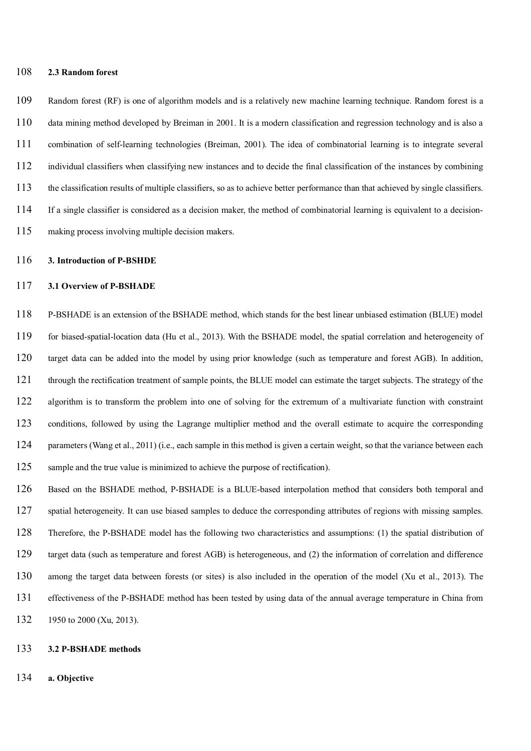### 2.3 Random forest

Random forest (RF) is one of algorithm models and is a relatively new machine learning technique. Random forest is a data mining method developed by Breiman in 2001. It is a modern classification and regression technology and is also a combination of self-learning technologies (Breiman, 2001). The idea of combinatorial learning is to integrate several individual classifiers when classifying new instances and to decide the final classification of the instances by combining the classification results of multiple classifiers, so as to achieve better performance than that achieved by single classifiers. If a single classifier is considered as a decision maker, the method of combinatorial learning is equivalent to a decision-making process involving multiple decision makers.

## 3. Introduction of P-BSHDE

### 3.1 Overview of P-BSHADE

P-BSHADE is an extension of the BSHADE method, which stands for the best linear unbiased estimation (BLUE) model for biased-spatial-location data (Hu et al., 2013). With the BSHADE model, the spatial correlation and heterogeneity of target data can be added into the model by using prior knowledge (such as temperature and forest AGB). In addition, through the rectification treatment of sample points, the BLUE model can estimate the target subjects. The strategy of the algorithm is to transform the problem into one of solving for the extremum of a multivariate function with constraint conditions, followed by using the Lagrange multiplier method and the overall estimate to acquire the corresponding parameters (Wang et al., 2011) (i.e., each sample in this method is given a certain weight, so that the variance between each sample and the true value is minimized to achieve the purpose of rectification).

Based on the BSHADE method, P-BSHADE is a BLUE-based interpolation method that considers both temporal and spatial heterogeneity. It can use biased samples to deduce the corresponding attributes of regions with missing samples. Therefore, the P-BSHADE model has the following two characteristics and assumptions: (1) the spatial distribution of target data (such as temperature and forest AGB) is heterogeneous, and (2) the information of correlation and difference among the target data between forests (or sites) is also included in the operation of the model (Xu et al., 2013). The effectiveness of the P-BSHADE method has been tested by using data of the annual average temperature in China from 1950 to 2000 (Xu, 2013).

### 3.2 P-BSHADE methods

**a. Objective**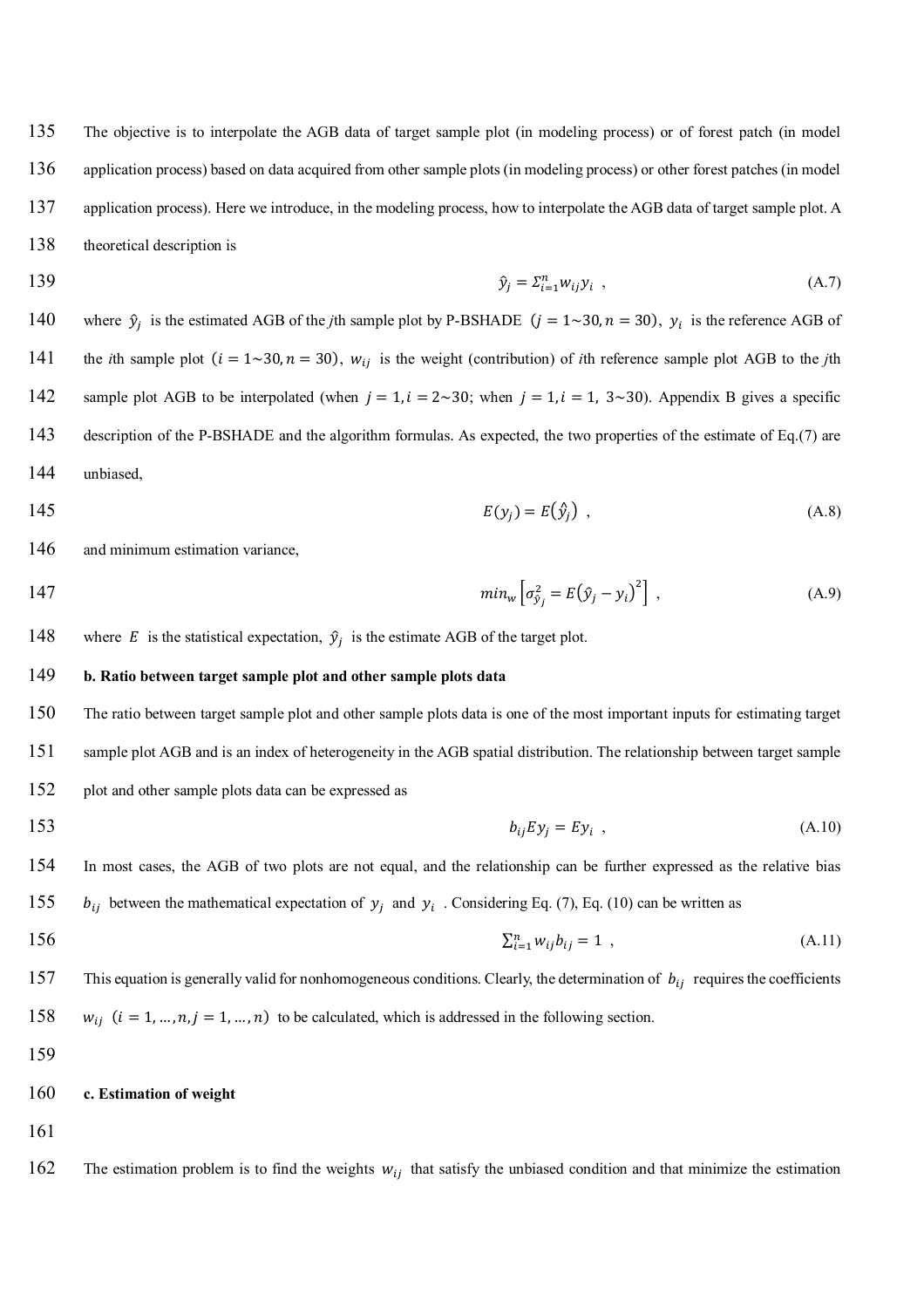The objective is to interpolate the AGB data of target sample plot (in modeling process) or of forest patch (in model application process) based on data acquired from other sample plots (in modeling process) or other forest patches (in model application process). Here we introduce, in the modeling process, how to interpolate the AGB data of target sample plot. A theoretical description is

$$\hat{y}_j = \Sigma_{i=1}^{n} w_{ij} y_i \ , \tag{A.7}$$

where $\hat{y}_j$ is the estimated AGB of the *j*th sample plot by P-BSHADE $(j = 1 \sim 30, n = 30)$, $y_i$ is the reference AGB of the *i*th sample plot $(i = 1 \sim 30, n = 30)$, $w_{ij}$ is the weight (contribution) of *i*th reference sample plot AGB to the *j*th sample plot AGB to be interpolated (when $j = 1, i = 2 \sim 30$; when $j = 1, i = 1,\ 3 \sim 30$). Appendix B gives a specific description of the P-BSHADE and the algorithm formulas. As expected, the two properties of the estimate of Eq.(7) are unbiased,

$$E(y_j) = E(\hat{y}_j) \ , \tag{A.8}$$

and minimum estimation variance,

$$min_w \left[\sigma_{\hat{y}_j}^2 = E(\hat{y}_j - y_i)^2\right] \ , \tag{A.9}$$

where $E$ is the statistical expectation, $\hat{y}_j$ is the estimate AGB of the target plot.

**b. Ratio between target sample plot and other sample plots data**

The ratio between target sample plot and other sample plots data is one of the most important inputs for estimating target sample plot AGB and is an index of heterogeneity in the AGB spatial distribution. The relationship between target sample plot and other sample plots data can be expressed as

$$b_{ij} E y_j = E y_i \ , \tag{A.10}$$

In most cases, the AGB of two plots are not equal, and the relationship can be further expressed as the relative bias $b_{ij}$ between the mathematical expectation of $y_j$ and $y_i$ . Considering Eq. (7), Eq. (10) can be written as

$$\textstyle\sum_{i=1}^{n} w_{ij} b_{ij} = 1 \ , \tag{A.11}$$

This equation is generally valid for nonhomogeneous conditions. Clearly, the determination of $b_{ij}$ requires the coefficients $w_{ij}$ $(i = 1, \dots, n, j = 1, \dots, n)$ to be calculated, which is addressed in the following section.

**c. Estimation of weight**

The estimation problem is to find the weights $w_{ij}$ that satisfy the unbiased condition and that minimize the estimation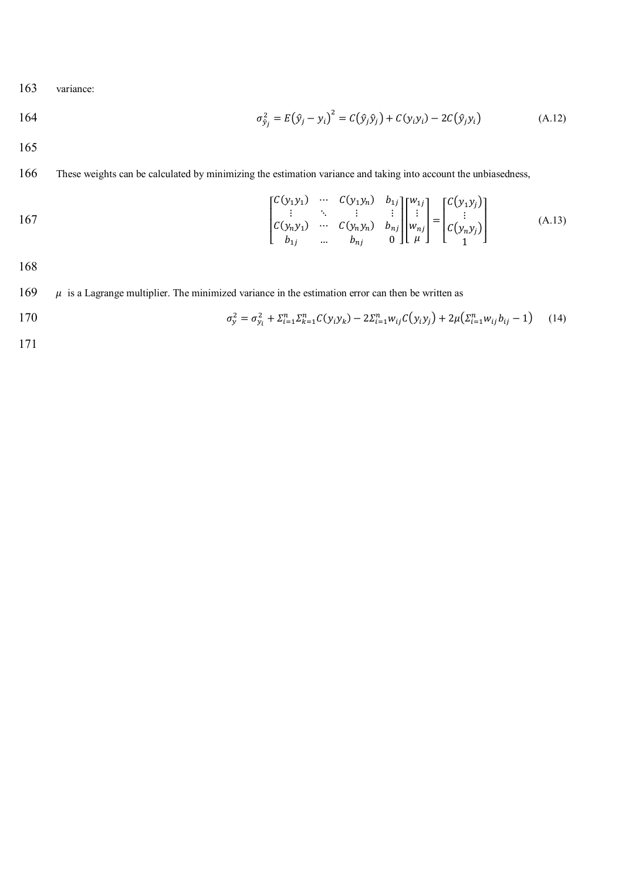variance:

$$\sigma_{\hat{y}_j}^2 = E\left(\hat{y}_j - y_i\right)^2 = C\left(\hat{y}_j\hat{y}_j\right) + C\left(y_i y_i\right) - 2C\left(\hat{y}_j y_i\right) \tag{A.12}$$

These weights can be calculated by minimizing the estimation variance and taking into account the unbiasedness,

$$\begin{bmatrix} C(y_1 y_1) & \cdots & C(y_1 y_n) & b_{1j} \\ \vdots & \ddots & \vdots & \vdots \\ C(y_n y_1) & \cdots & C(y_n y_n) & b_{nj} \\ b_{1j} & \dots & b_{nj} & 0 \end{bmatrix} \begin{bmatrix} w_{1j} \\ \vdots \\ w_{nj} \\ \mu \end{bmatrix} = \begin{bmatrix} C\left(y_1 y_j\right) \\ \vdots \\ C\left(y_n y_j\right) \\ 1 \end{bmatrix} \tag{A.13}$$

$\mu$ is a Lagrange multiplier. The minimized variance in the estimation error can then be written as

$$\sigma_y^2 = \sigma_{y_i}^2 + \Sigma_{i=1}^n \Sigma_{k=1}^n C(y_i y_k) - 2\Sigma_{i=1}^n w_{ij} C\left(y_i y_j\right) + 2\mu\left(\Sigma_{i=1}^n w_{ij} b_{ij} - 1\right) \tag{14}$$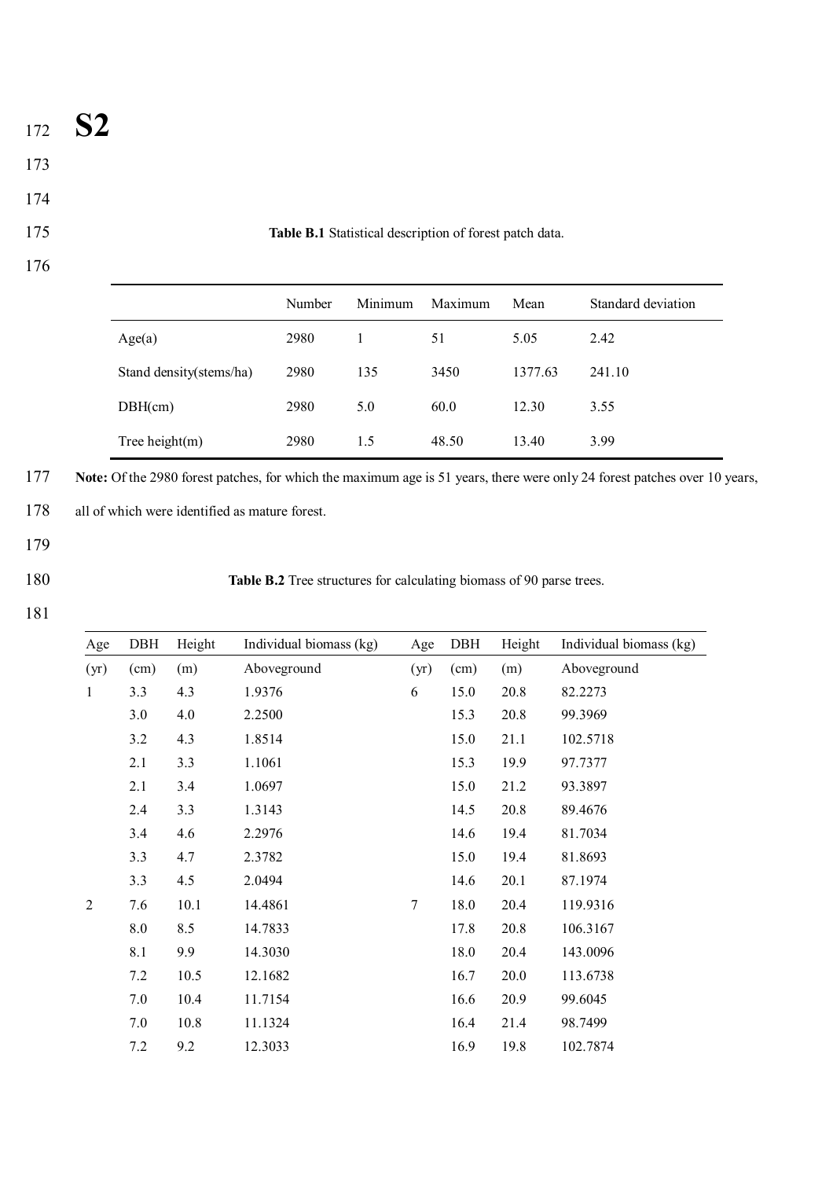# S2

**Table B.1** Statistical description of forest patch data.

| | Number | Minimum | Maximum | Mean | Standard deviation |
|---|---|---|---|---|---|
| Age(a) | 2980 | 1 | 51 | 5.05 | 2.42 |
| Stand density(stems/ha) | 2980 | 135 | 3450 | 1377.63 | 241.10 |
| DBH(cm) | 2980 | 5.0 | 60.0 | 12.30 | 3.55 |
| Tree height(m) | 2980 | 1.5 | 48.50 | 13.40 | 3.99 |

**Note:** Of the 2980 forest patches, for which the maximum age is 51 years, there were only 24 forest patches over 10 years, all of which were identified as mature forest.

**Table B.2** Tree structures for calculating biomass of 90 parse trees.

| Age | DBH | Height | Individual biomass (kg) | Age | DBH | Height | Individual biomass (kg) |
|---|---|---|---|---|---|---|---|
| (yr) | (cm) | (m) | Aboveground | (yr) | (cm) | (m) | Aboveground |
| 1 | 3.3 | 4.3 | 1.9376 | 6 | 15.0 | 20.8 | 82.2273 |
| | 3.0 | 4.0 | 2.2500 | | 15.3 | 20.8 | 99.3969 |
| | 3.2 | 4.3 | 1.8514 | | 15.0 | 21.1 | 102.5718 |
| | 2.1 | 3.3 | 1.1061 | | 15.3 | 19.9 | 97.7377 |
| | 2.1 | 3.4 | 1.0697 | | 15.0 | 21.2 | 93.3897 |
| | 2.4 | 3.3 | 1.3143 | | 14.5 | 20.8 | 89.4676 |
| | 3.4 | 4.6 | 2.2976 | | 14.6 | 19.4 | 81.7034 |
| | 3.3 | 4.7 | 2.3782 | | 15.0 | 19.4 | 81.8693 |
| | 3.3 | 4.5 | 2.0494 | | 14.6 | 20.1 | 87.1974 |
| 2 | 7.6 | 10.1 | 14.4861 | 7 | 18.0 | 20.4 | 119.9316 |
| | 8.0 | 8.5 | 14.7833 | | 17.8 | 20.8 | 106.3167 |
| | 8.1 | 9.9 | 14.3030 | | 18.0 | 20.4 | 143.0096 |
| | 7.2 | 10.5 | 12.1682 | | 16.7 | 20.0 | 113.6738 |
| | 7.0 | 10.4 | 11.7154 | | 16.6 | 20.9 | 99.6045 |
| | 7.0 | 10.8 | 11.1324 | | 16.4 | 21.4 | 98.7499 |
| | 7.2 | 9.2 | 12.3033 | | 16.9 | 19.8 | 102.7874 |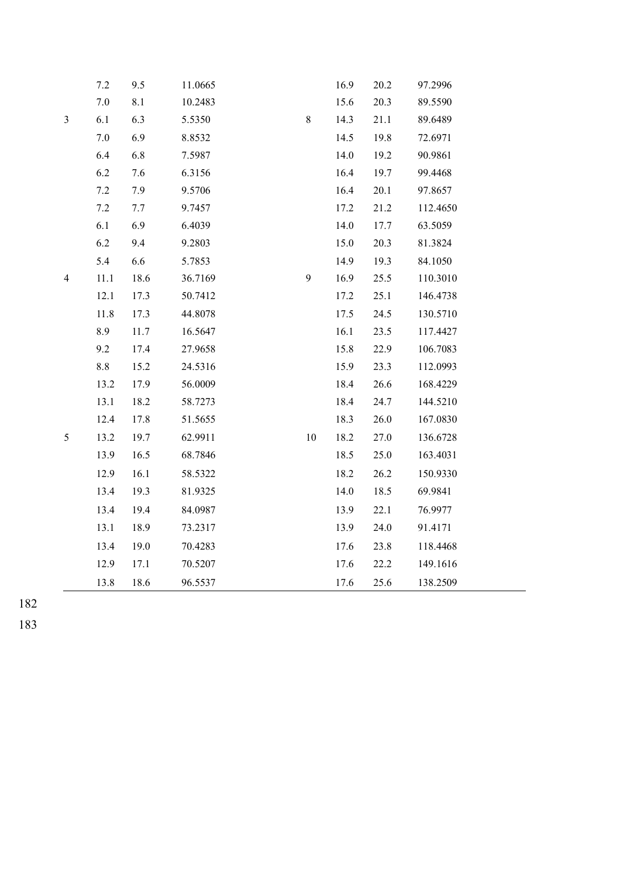| | | | | | | | |
|---|---|---|---|---|---|---|---|
| | 7.2 | 9.5 | 11.0665 | | 16.9 | 20.2 | 97.2996 |
| | 7.0 | 8.1 | 10.2483 | | 15.6 | 20.3 | 89.5590 |
| 3 | 6.1 | 6.3 | 5.5350 | 8 | 14.3 | 21.1 | 89.6489 |
| | 7.0 | 6.9 | 8.8532 | | 14.5 | 19.8 | 72.6971 |
| | 6.4 | 6.8 | 7.5987 | | 14.0 | 19.2 | 90.9861 |
| | 6.2 | 7.6 | 6.3156 | | 16.4 | 19.7 | 99.4468 |
| | 7.2 | 7.9 | 9.5706 | | 16.4 | 20.1 | 97.8657 |
| | 7.2 | 7.7 | 9.7457 | | 17.2 | 21.2 | 112.4650 |
| | 6.1 | 6.9 | 6.4039 | | 14.0 | 17.7 | 63.5059 |
| | 6.2 | 9.4 | 9.2803 | | 15.0 | 20.3 | 81.3824 |
| | 5.4 | 6.6 | 5.7853 | | 14.9 | 19.3 | 84.1050 |
| 4 | 11.1 | 18.6 | 36.7169 | 9 | 16.9 | 25.5 | 110.3010 |
| | 12.1 | 17.3 | 50.7412 | | 17.2 | 25.1 | 146.4738 |
| | 11.8 | 17.3 | 44.8078 | | 17.5 | 24.5 | 130.5710 |
| | 8.9 | 11.7 | 16.5647 | | 16.1 | 23.5 | 117.4427 |
| | 9.2 | 17.4 | 27.9658 | | 15.8 | 22.9 | 106.7083 |
| | 8.8 | 15.2 | 24.5316 | | 15.9 | 23.3 | 112.0993 |
| | 13.2 | 17.9 | 56.0009 | | 18.4 | 26.6 | 168.4229 |
| | 13.1 | 18.2 | 58.7273 | | 18.4 | 24.7 | 144.5210 |
| | 12.4 | 17.8 | 51.5655 | | 18.3 | 26.0 | 167.0830 |
| 5 | 13.2 | 19.7 | 62.9911 | 10 | 18.2 | 27.0 | 136.6728 |
| | 13.9 | 16.5 | 68.7846 | | 18.5 | 25.0 | 163.4031 |
| | 12.9 | 16.1 | 58.5322 | | 18.2 | 26.2 | 150.9330 |
| | 13.4 | 19.3 | 81.9325 | | 14.0 | 18.5 | 69.9841 |
| | 13.4 | 19.4 | 84.0987 | | 13.9 | 22.1 | 76.9977 |
| | 13.1 | 18.9 | 73.2317 | | 13.9 | 24.0 | 91.4171 |
| | 13.4 | 19.0 | 70.4283 | | 17.6 | 23.8 | 118.4468 |
| | 12.9 | 17.1 | 70.5207 | | 17.6 | 22.2 | 149.1616 |
| | 13.8 | 18.6 | 96.5537 | | 17.6 | 25.6 | 138.2509 |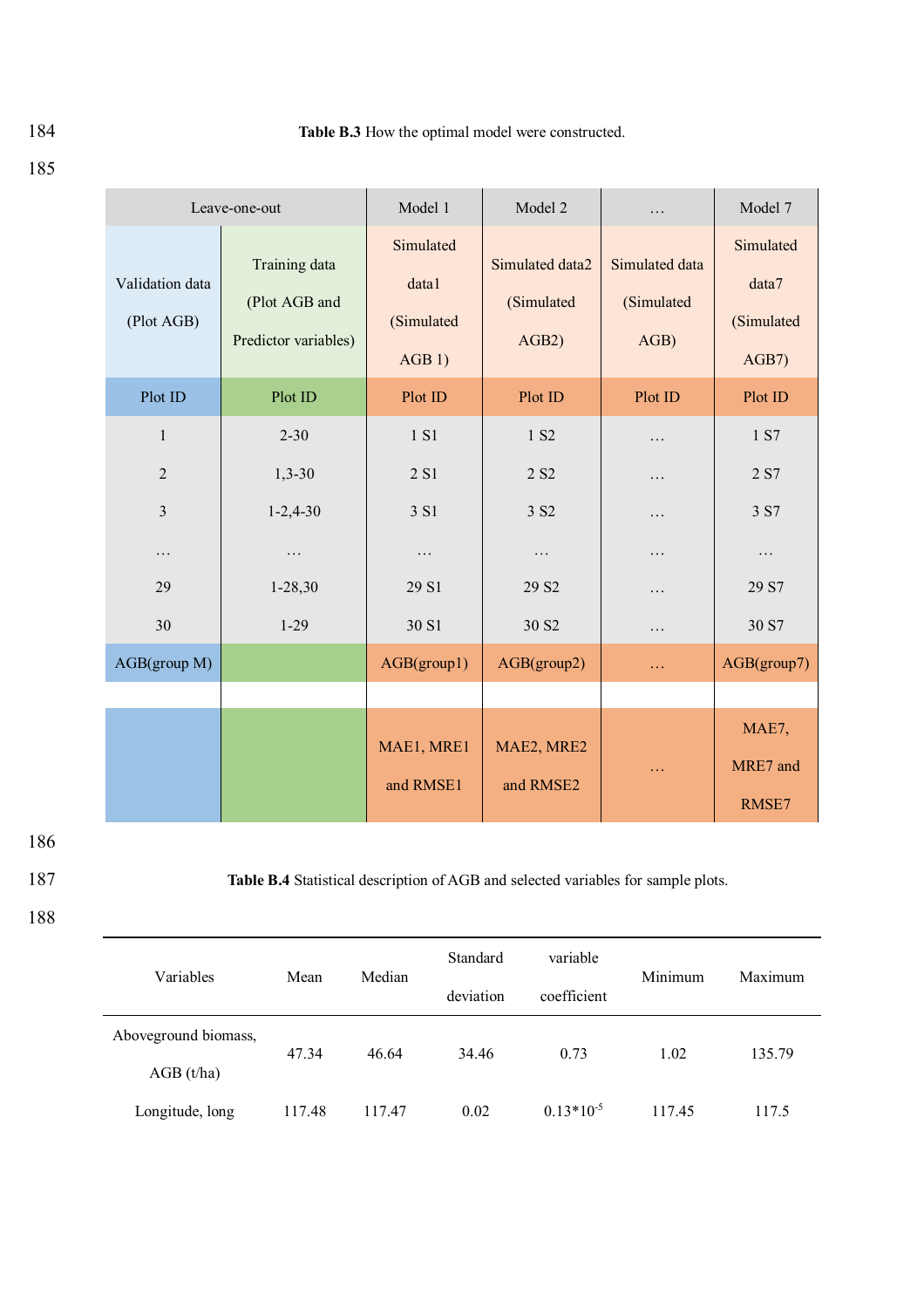**Table B.3** How the optimal model were constructed.

| Leave-one-out | | Model 1 | Model 2 | … | Model 7 |
|---|---|---|---|---|---|
| Validation data (Plot AGB) | Training data (Plot AGB and Predictor variables) | Simulated data1 (Simulated AGB 1) | Simulated data2 (Simulated AGB2) | Simulated data (Simulated AGB) | Simulated data7 (Simulated AGB7) |
| Plot ID | Plot ID | Plot ID | Plot ID | Plot ID | Plot ID |
| 1 | 2-30 | 1 S1 | 1 S2 | … | 1 S7 |
| 2 | 1,3-30 | 2 S1 | 2 S2 | … | 2 S7 |
| 3 | 1-2,4-30 | 3 S1 | 3 S2 | … | 3 S7 |
| … | … | … | … | … | … |
| 29 | 1-28,30 | 29 S1 | 29 S2 | … | 29 S7 |
| 30 | 1-29 | 30 S1 | 30 S2 | … | 30 S7 |
| AGB(group M) | | AGB(group1) | AGB(group2) | … | AGB(group7) |
| | | | | | |
| | | MAE1, MRE1 and RMSE1 | MAE2, MRE2 and RMSE2 | … | MAE7, MRE7 and RMSE7 |

**Table B.4** Statistical description of AGB and selected variables for sample plots.

| Variables | Mean | Median | Standard deviation | variable coefficient | Minimum | Maximum |
|---|---|---|---|---|---|---|
| Aboveground biomass, AGB (t/ha) | 47.34 | 46.64 | 34.46 | 0.73 | 1.02 | 135.79 |
| Longitude, long | 117.48 | 117.47 | 0.02 | $0.13*10^{-5}$ | 117.45 | 117.5 |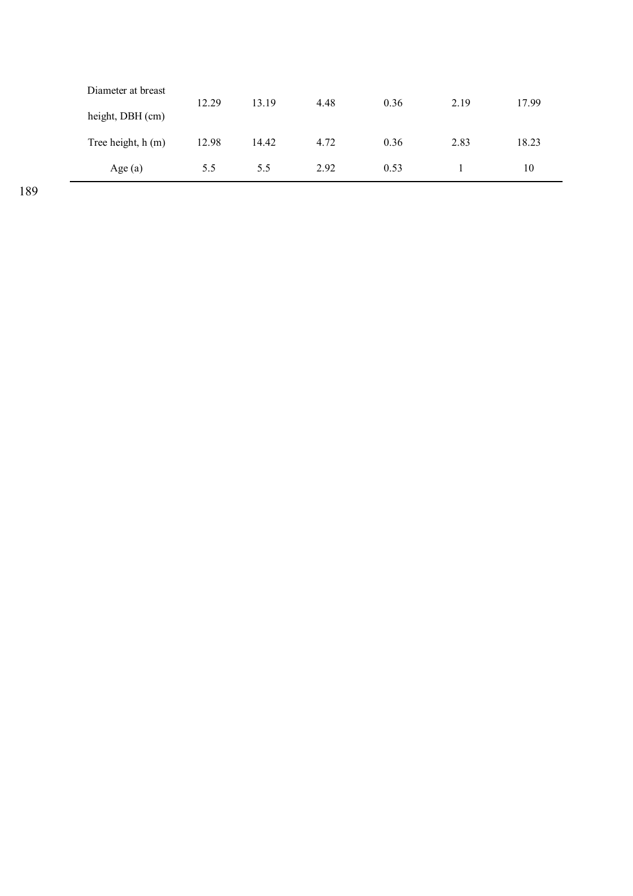| | | | | | | |
|---|---|---|---|---|---|---|
| Diameter at breast height, DBH (cm) | 12.29 | 13.19 | 4.48 | 0.36 | 2.19 | 17.99 |
| Tree height, h (m) | 12.98 | 14.42 | 4.72 | 0.36 | 2.83 | 18.23 |
| Age (a) | 5.5 | 5.5 | 2.92 | 0.53 | 1 | 10 |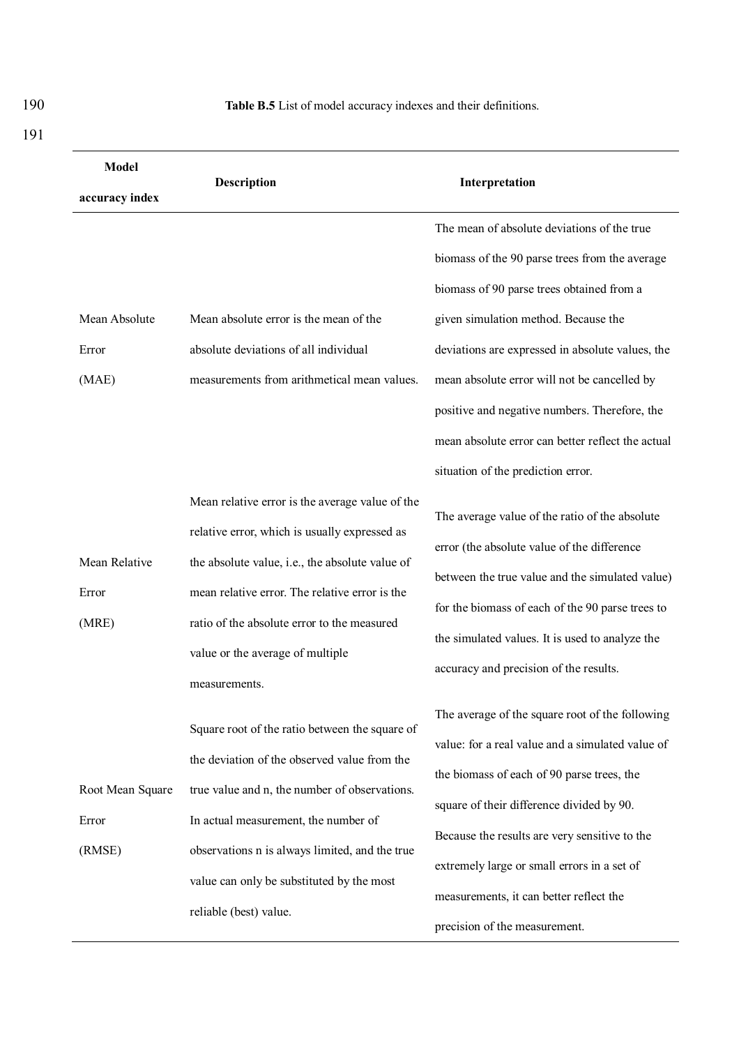**Table B.5** List of model accuracy indexes and their definitions.

| Model accuracy index | Description | Interpretation |
|---|---|---|
| Mean Absolute Error (MAE) | Mean absolute error is the mean of the absolute deviations of all individual measurements from arithmetical mean values. | The mean of absolute deviations of the true biomass of the 90 parse trees from the average biomass of 90 parse trees obtained from a given simulation method. Because the deviations are expressed in absolute values, the mean absolute error will not be cancelled by positive and negative numbers. Therefore, the mean absolute error can better reflect the actual situation of the prediction error. |
| Mean Relative Error (MRE) | Mean relative error is the average value of the relative error, which is usually expressed as the absolute value, i.e., the absolute value of mean relative error. The relative error is the ratio of the absolute error to the measured value or the average of multiple measurements. | The average value of the ratio of the absolute error (the absolute value of the difference between the true value and the simulated value) for the biomass of each of the 90 parse trees to the simulated values. It is used to analyze the accuracy and precision of the results. |
| Root Mean Square Error (RMSE) | Square root of the ratio between the square of the deviation of the observed value from the true value and n, the number of observations. In actual measurement, the number of observations n is always limited, and the true value can only be substituted by the most reliable (best) value. | The average of the square root of the following value: for a real value and a simulated value of the biomass of each of 90 parse trees, the square of their difference divided by 90. Because the results are very sensitive to the extremely large or small errors in a set of measurements, it can better reflect the precision of the measurement. |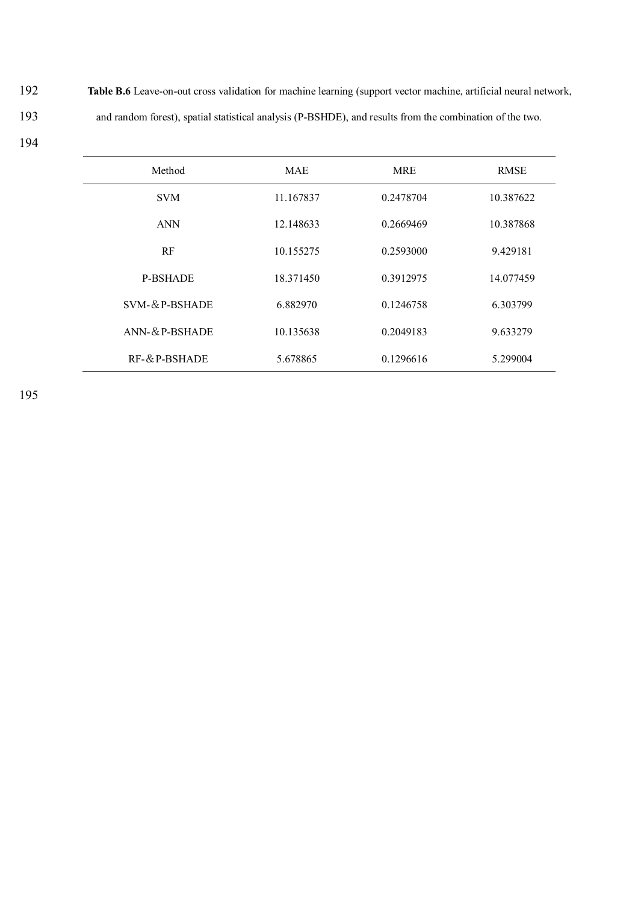**Table B.6** Leave-on-out cross validation for machine learning (support vector machine, artificial neural network, and random forest), spatial statistical analysis (P-BSHDE), and results from the combination of the two.

| Method | MAE | MRE | RMSE |
|---|---|---|---|
| SVM | 11.167837 | 0.2478704 | 10.387622 |
| ANN | 12.148633 | 0.2669469 | 10.387868 |
| RF | 10.155275 | 0.2593000 | 9.429181 |
| P-BSHADE | 18.371450 | 0.3912975 | 14.077459 |
| SVM-＆P-BSHADE | 6.882970 | 0.1246758 | 6.303799 |
| ANN-＆P-BSHADE | 10.135638 | 0.2049183 | 9.633279 |
| RF-＆P-BSHADE | 5.678865 | 0.1296616 | 5.299004 |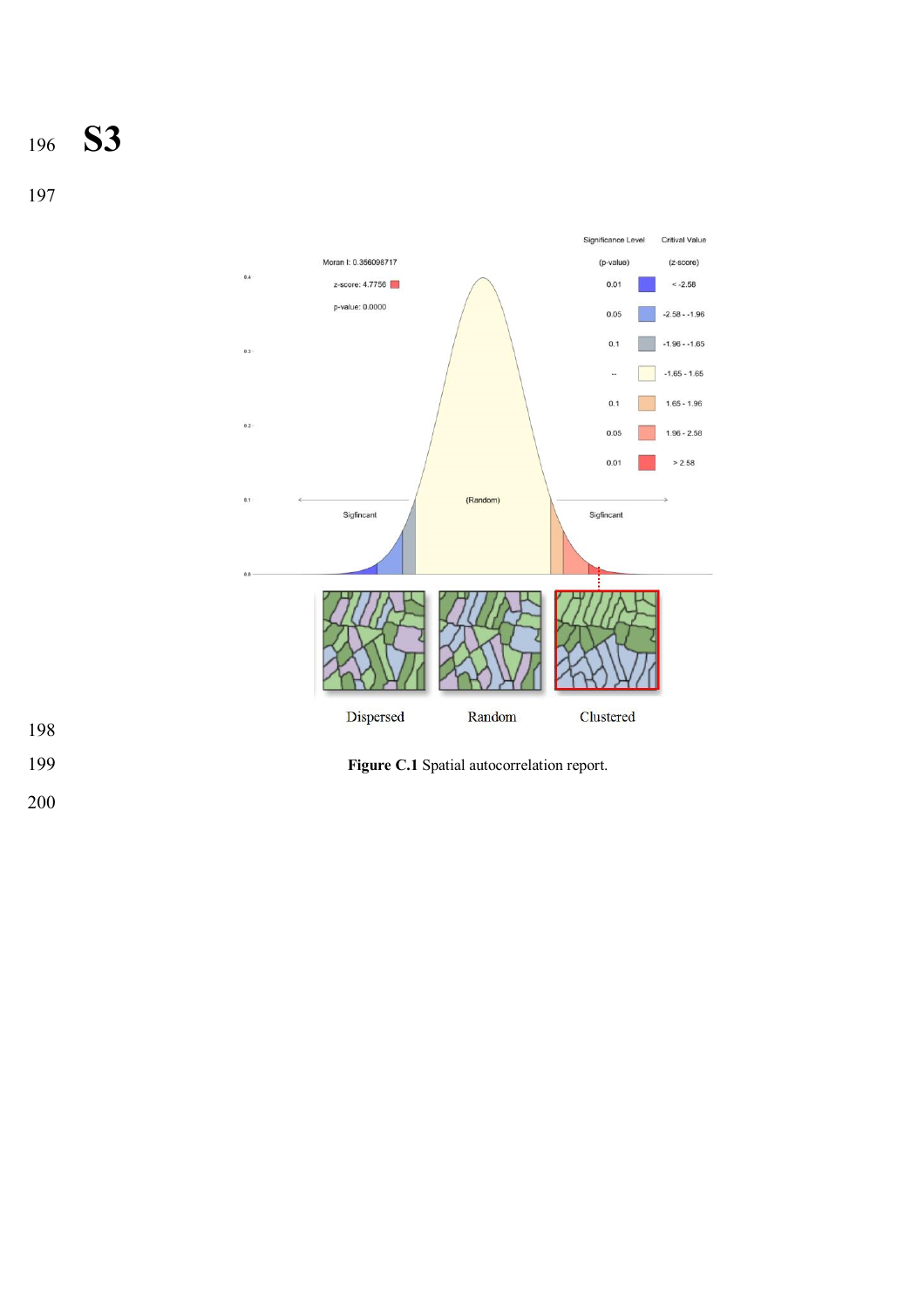# S3

**Figure C.1** Spatial autocorrelation report.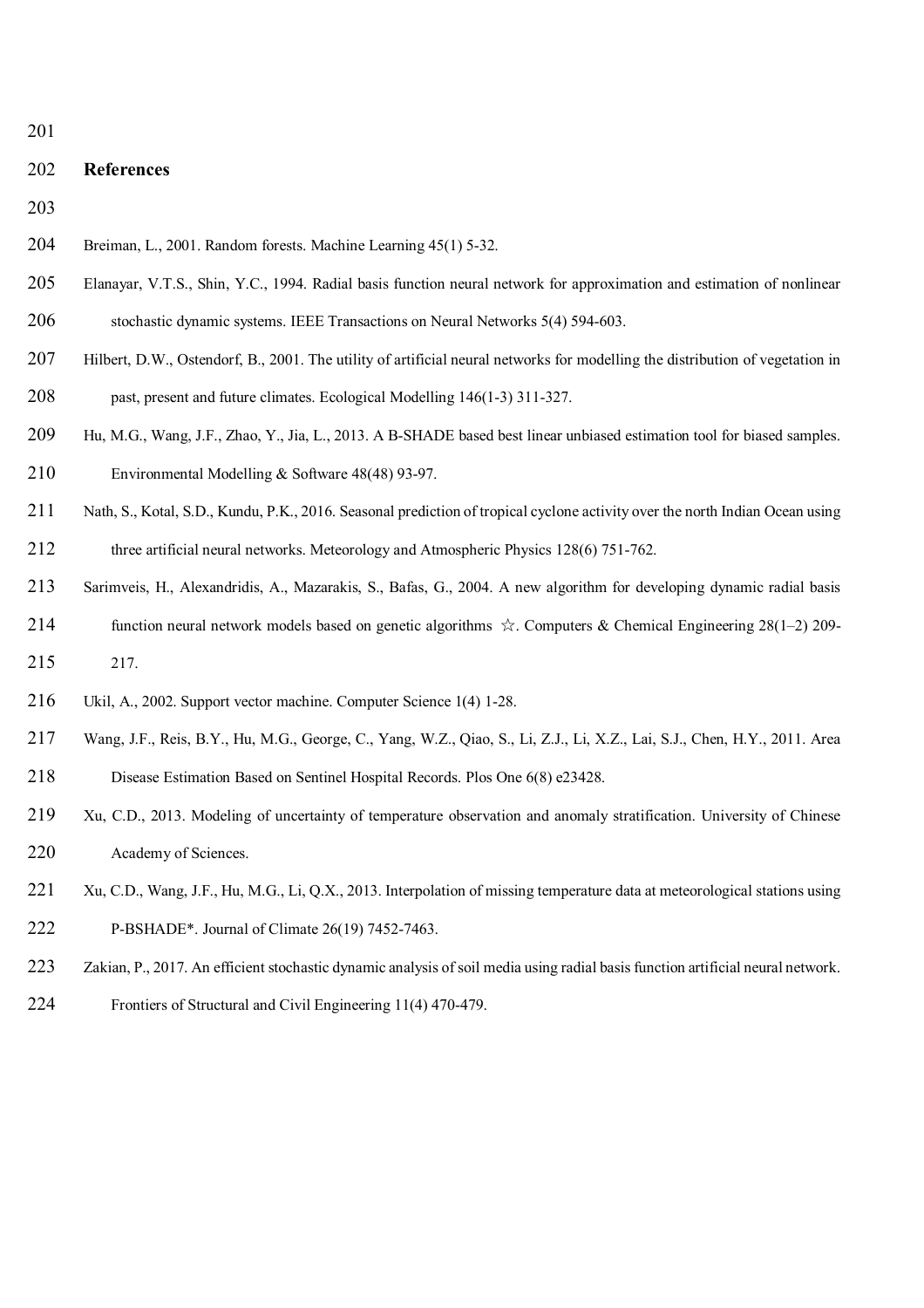## References

Breiman, L., 2001. Random forests. Machine Learning 45(1) 5-32.

Elanayar, V.T.S., Shin, Y.C., 1994. Radial basis function neural network for approximation and estimation of nonlinear stochastic dynamic systems. IEEE Transactions on Neural Networks 5(4) 594-603.

Hilbert, D.W., Ostendorf, B., 2001. The utility of artificial neural networks for modelling the distribution of vegetation in past, present and future climates. Ecological Modelling 146(1-3) 311-327.

Hu, M.G., Wang, J.F., Zhao, Y., Jia, L., 2013. A B-SHADE based best linear unbiased estimation tool for biased samples. Environmental Modelling & Software 48(48) 93-97.

Nath, S., Kotal, S.D., Kundu, P.K., 2016. Seasonal prediction of tropical cyclone activity over the north Indian Ocean using three artificial neural networks. Meteorology and Atmospheric Physics 128(6) 751-762.

Sarimveis, H., Alexandridis, A., Mazarakis, S., Bafas, G., 2004. A new algorithm for developing dynamic radial basis function neural network models based on genetic algorithms ☆. Computers & Chemical Engineering 28(1–2) 209-217.

Ukil, A., 2002. Support vector machine. Computer Science 1(4) 1-28.

Wang, J.F., Reis, B.Y., Hu, M.G., George, C., Yang, W.Z., Qiao, S., Li, Z.J., Li, X.Z., Lai, S.J., Chen, H.Y., 2011. Area Disease Estimation Based on Sentinel Hospital Records. Plos One 6(8) e23428.

Xu, C.D., 2013. Modeling of uncertainty of temperature observation and anomaly stratification. University of Chinese Academy of Sciences.

Xu, C.D., Wang, J.F., Hu, M.G., Li, Q.X., 2013. Interpolation of missing temperature data at meteorological stations using P-BSHADE*. Journal of Climate 26(19) 7452-7463.

Zakian, P., 2017. An efficient stochastic dynamic analysis of soil media using radial basis function artificial neural network. Frontiers of Structural and Civil Engineering 11(4) 470-479.